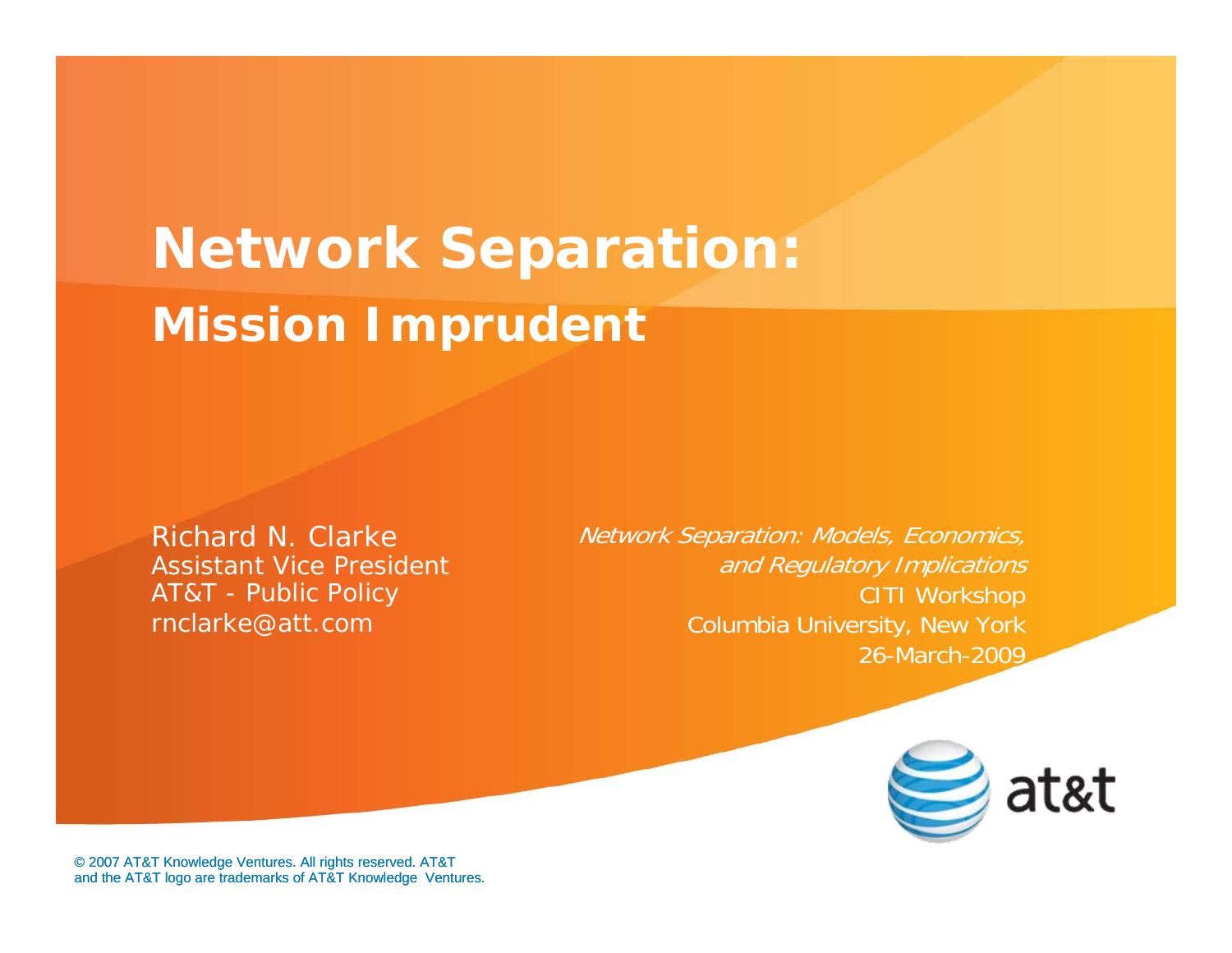# Network Separation:
## Mission Imprudent

Richard N. Clarke
Assistant Vice President
AT&T - Public Policy
rnclarke@att.com

*Network Separation: Models, Economics, and Regulatory Implications*
CITI Workshop
Columbia University, New York
26-March-2009

© 2007 AT&T Knowledge Ventures. All rights reserved. AT&T and the AT&T logo are trademarks of AT&T Knowledge Ventures.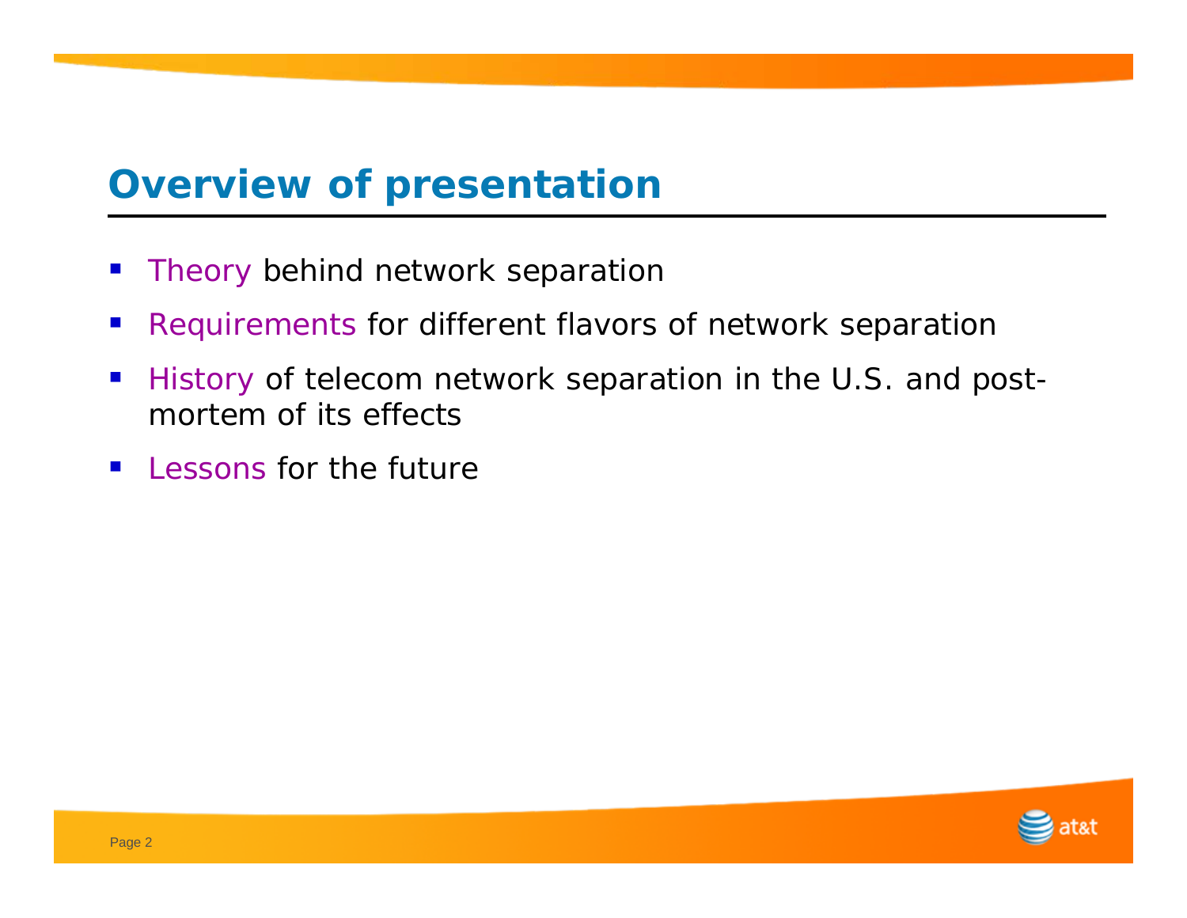# Overview of presentation

- Theory behind network separation
- Requirements for different flavors of network separation
- History of telecom network separation in the U.S. and post-mortem of its effects
- Lessons for the future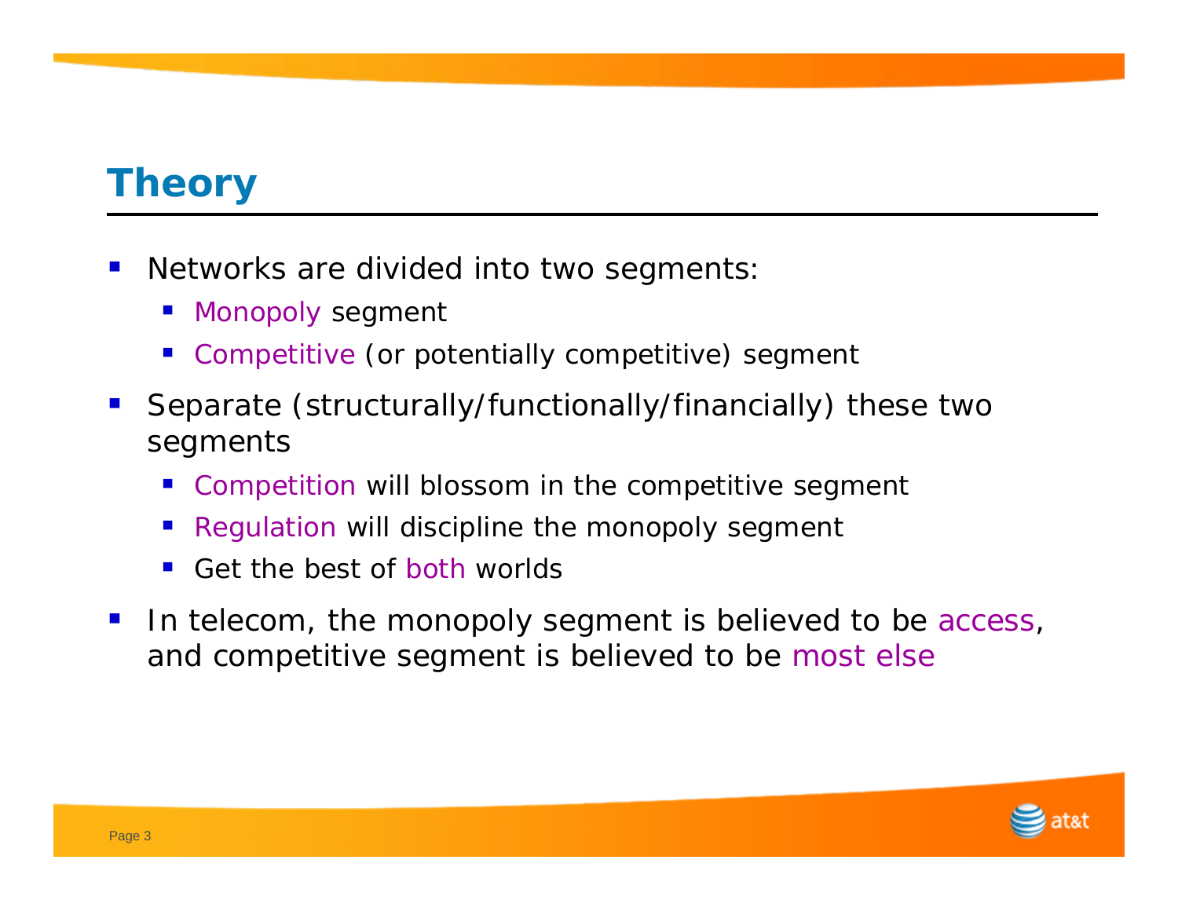# Theory

- Networks are divided into two segments:
  - Monopoly segment
  - Competitive (or potentially competitive) segment
- Separate (structurally/functionally/financially) these two segments
  - Competition will blossom in the competitive segment
  - Regulation will discipline the monopoly segment
  - Get the best of both worlds
- In telecom, the monopoly segment is believed to be access, and competitive segment is believed to be most else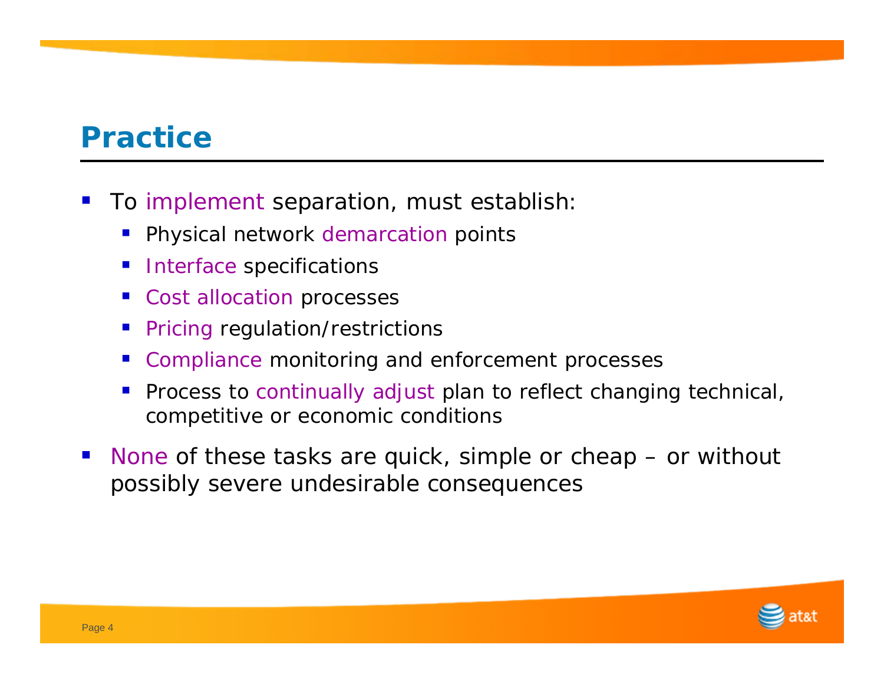# Practice

- To implement separation, must establish:
  - Physical network demarcation points
  - Interface specifications
  - Cost allocation processes
  - Pricing regulation/restrictions
  - Compliance monitoring and enforcement processes
  - Process to continually adjust plan to reflect changing technical, competitive or economic conditions
- None of these tasks are quick, simple or cheap – or without possibly severe undesirable consequences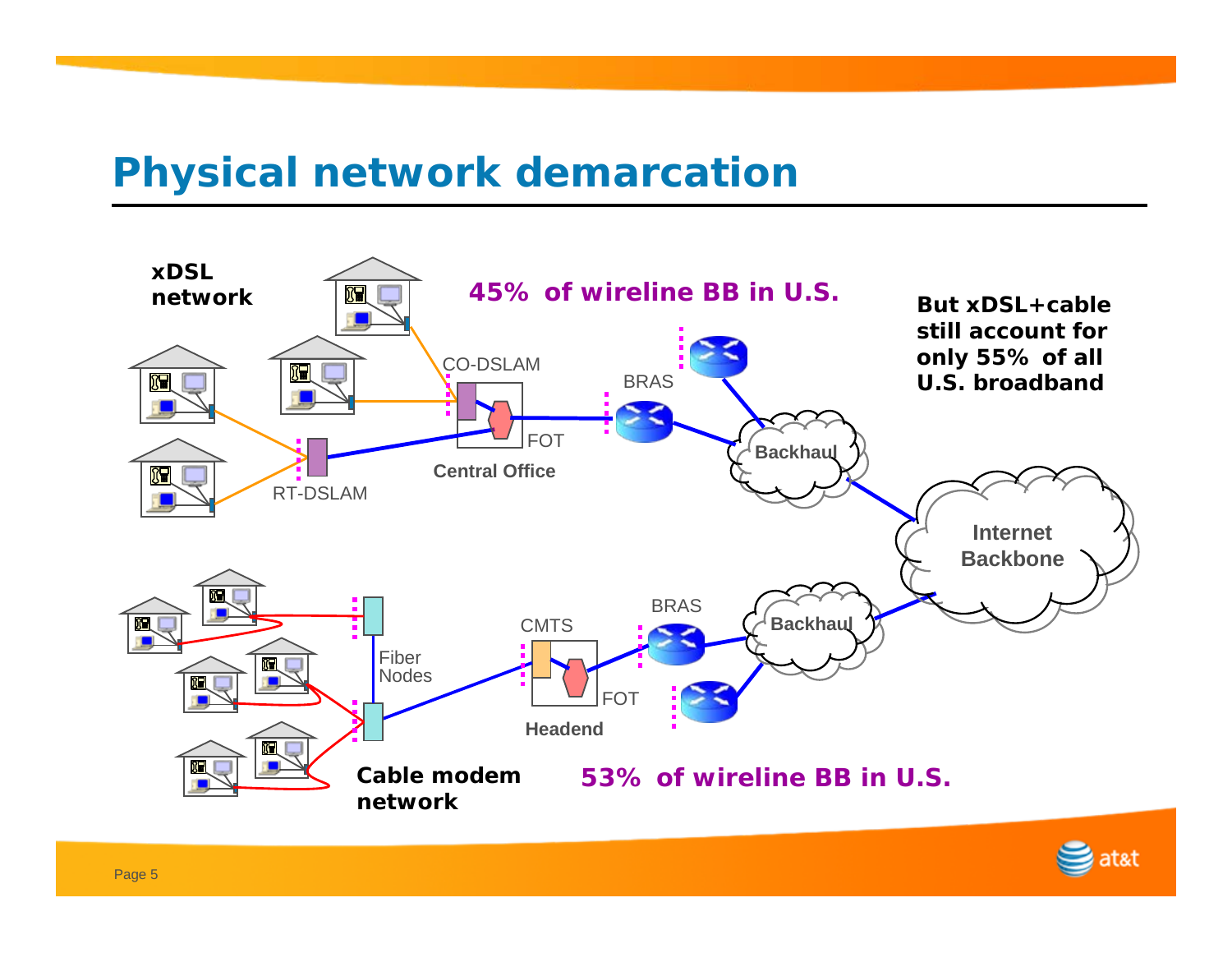# Physical network demarcation

**xDSL network**

**45% of wireline BB in U.S.**

**But xDSL+cable still account for only 55% of all U.S. broadband**

CO-DSLAM

BRAS

FOT

Central Office

RT-DSLAM

Backhaul

Internet Backbone

Fiber Nodes

CMTS

BRAS

FOT

Headend

Backhaul

**Cable modem network**

**53% of wireline BB in U.S.**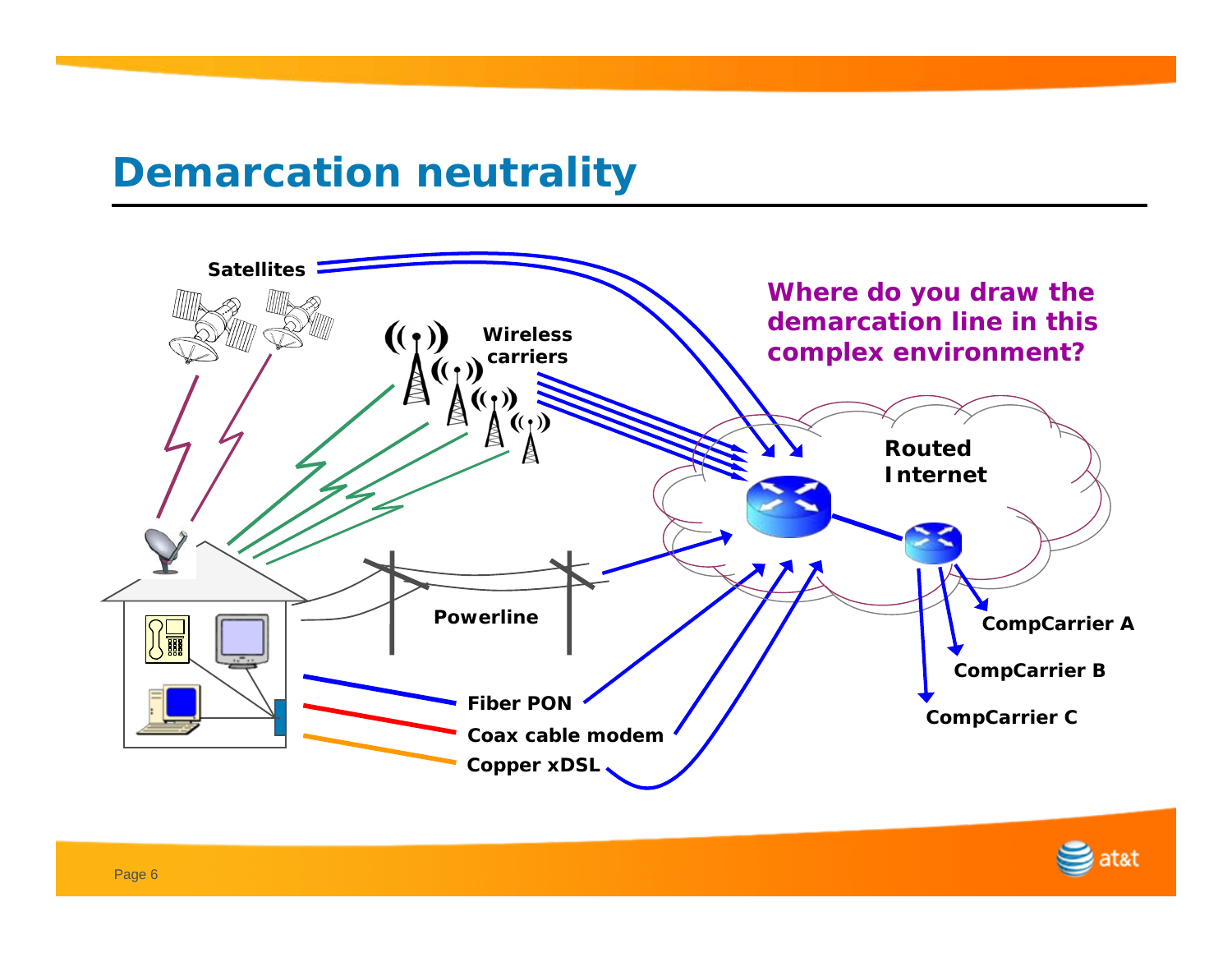# Demarcation neutrality

Satellites

Wireless carriers

Where do you draw the demarcation line in this complex environment?

Routed Internet

Powerline

Fiber PON

Coax cable modem

Copper xDSL

CompCarrier A

CompCarrier B

CompCarrier C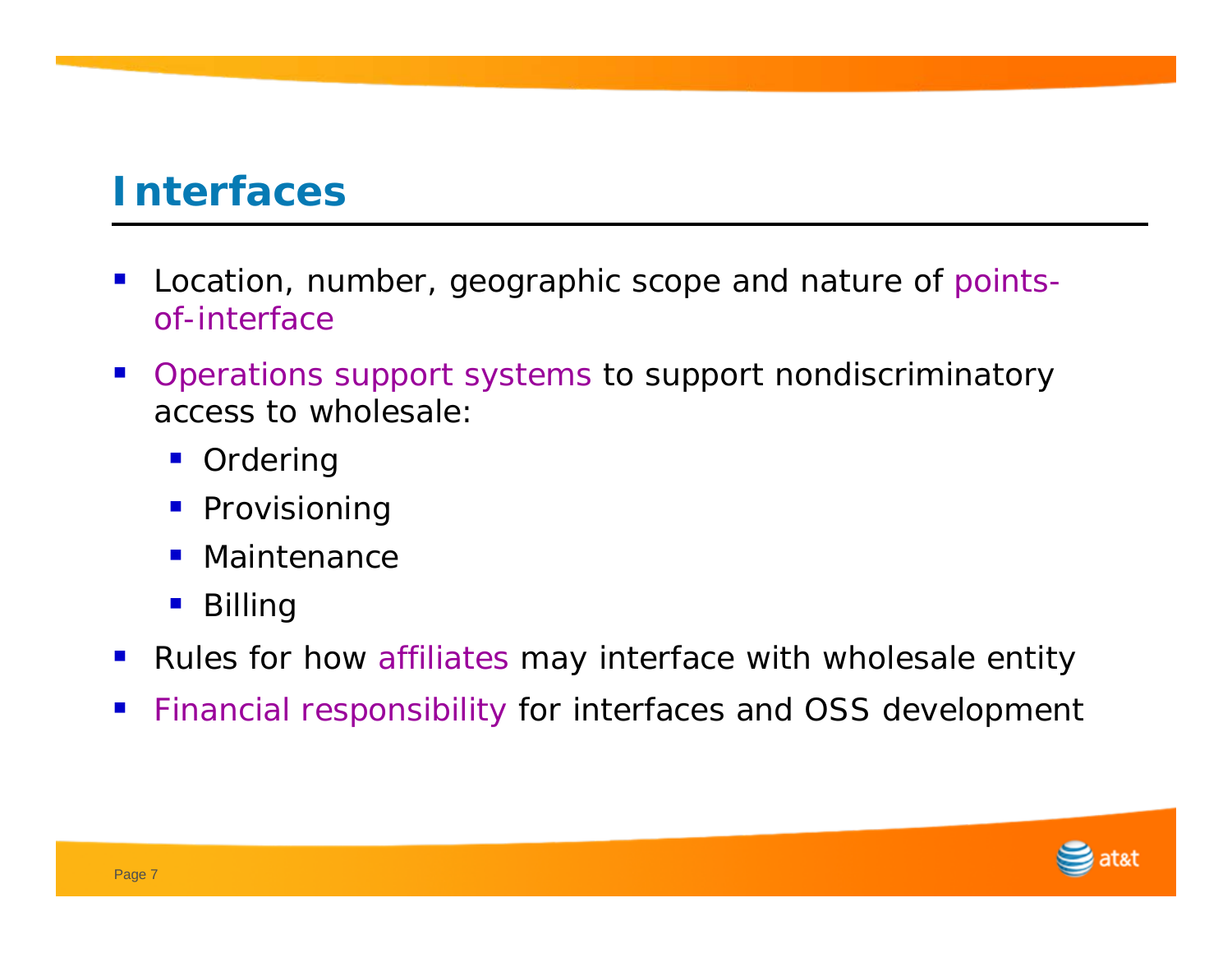# Interfaces

- Location, number, geographic scope and nature of points-of-interface
- Operations support systems to support nondiscriminatory access to wholesale:
  - Ordering
  - Provisioning
  - Maintenance
  - Billing
- Rules for how affiliates may interface with wholesale entity
- Financial responsibility for interfaces and OSS development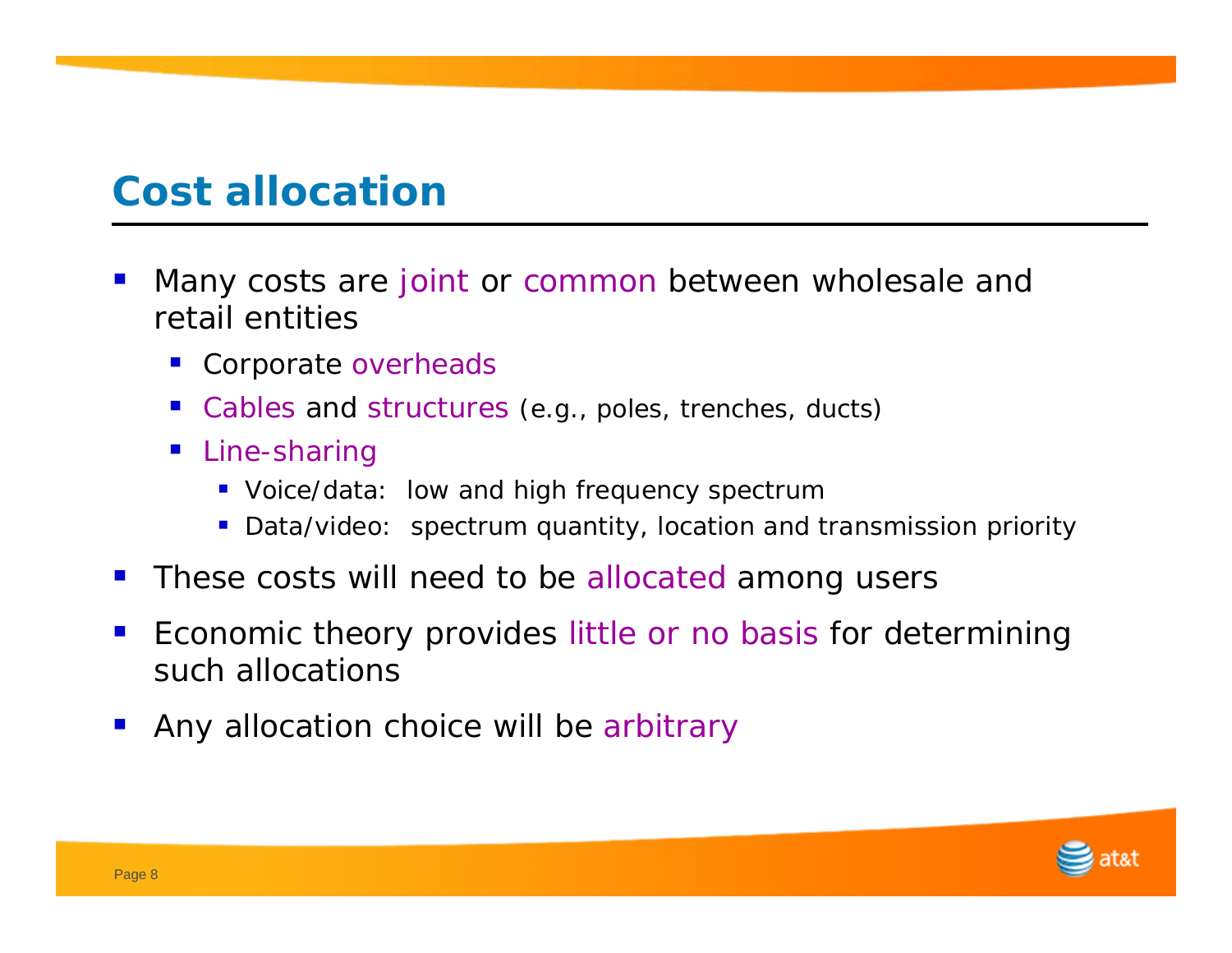# Cost allocation

- Many costs are joint or common between wholesale and retail entities
  - Corporate overheads
  - Cables and structures (e.g., poles, trenches, ducts)
  - Line-sharing
    - Voice/data: low and high frequency spectrum
    - Data/video: spectrum quantity, location and transmission priority
- These costs will need to be allocated among users
- Economic theory provides little or no basis for determining such allocations
- Any allocation choice will be arbitrary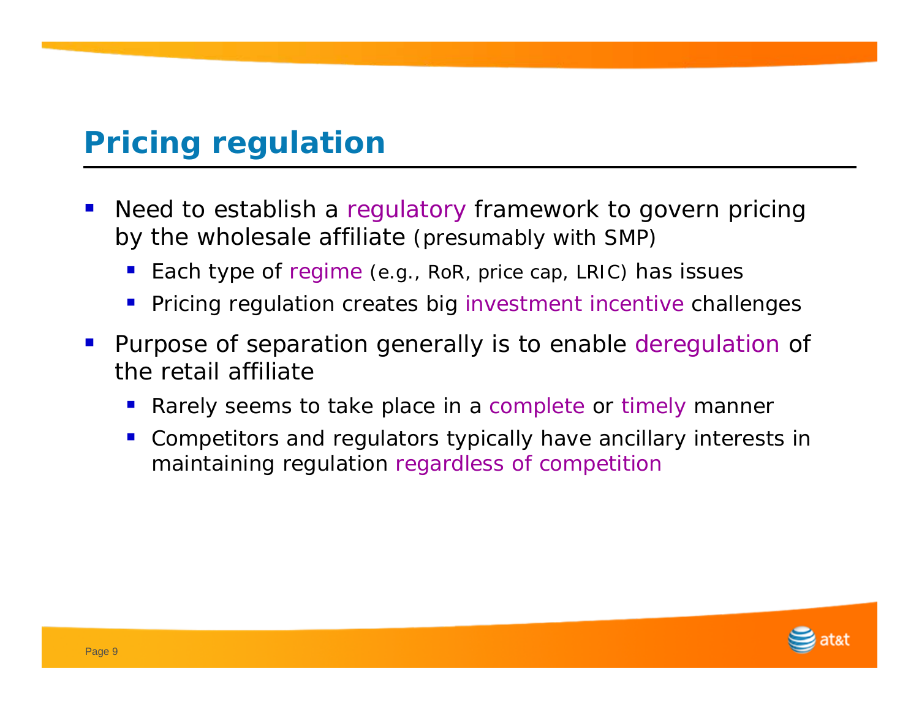# Pricing regulation

- Need to establish a regulatory framework to govern pricing by the wholesale affiliate (presumably with SMP)
  - Each type of regime (e.g., RoR, price cap, LRIC) has issues
  - Pricing regulation creates big investment incentive challenges
- Purpose of separation generally is to enable deregulation of the retail affiliate
  - Rarely seems to take place in a complete or timely manner
  - Competitors and regulators typically have ancillary interests in maintaining regulation regardless of competition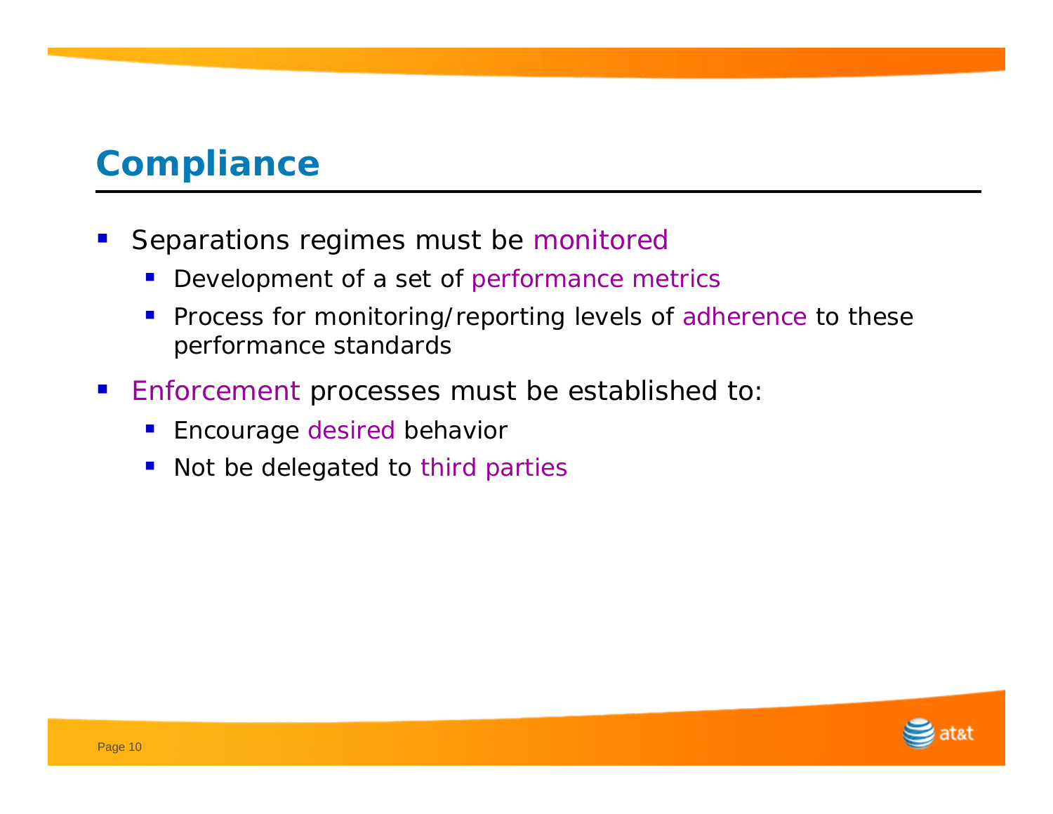# Compliance

- Separations regimes must be monitored
  - Development of a set of performance metrics
  - Process for monitoring/reporting levels of adherence to these performance standards
- Enforcement processes must be established to:
  - Encourage desired behavior
  - Not be delegated to third parties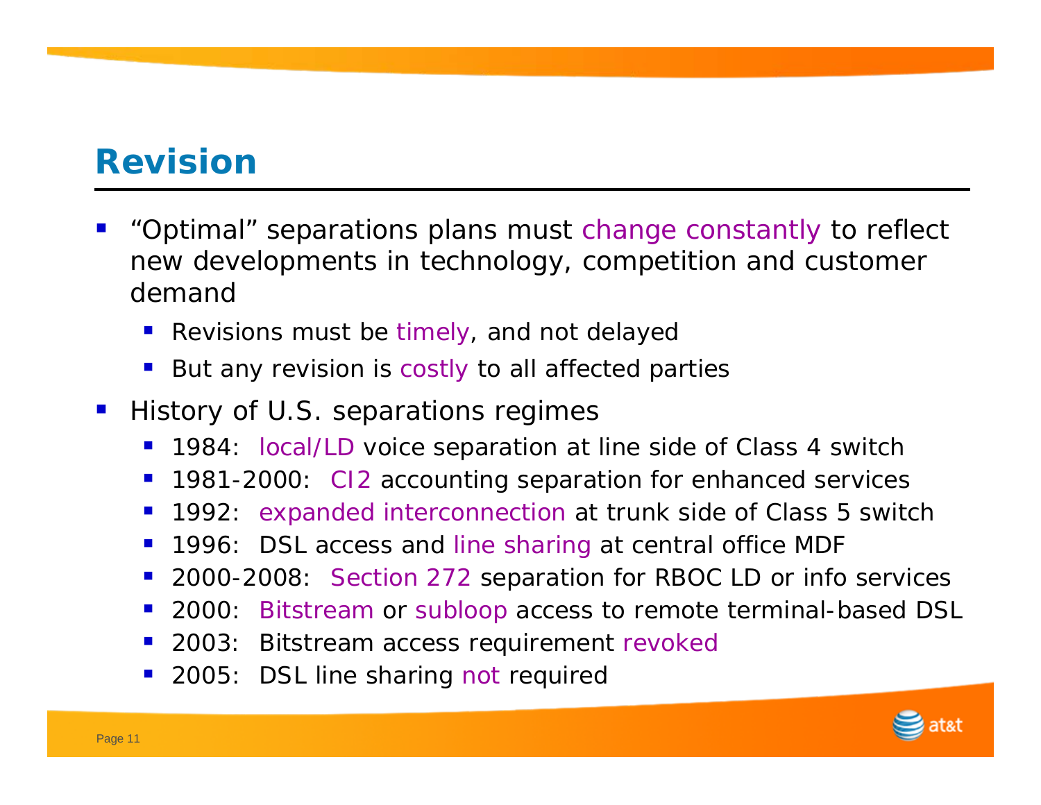## Revision

- "Optimal" separations plans must change constantly to reflect new developments in technology, competition and customer demand
  - Revisions must be timely, and not delayed
  - But any revision is costly to all affected parties
- History of U.S. separations regimes
  - 1984: local/LD voice separation at line side of Class 4 switch
  - 1981-2000: CI2 accounting separation for enhanced services
  - 1992: expanded interconnection at trunk side of Class 5 switch
  - 1996: DSL access and line sharing at central office MDF
  - 2000-2008: Section 272 separation for RBOC LD or info services
  - 2000: Bitstream or subloop access to remote terminal-based DSL
  - 2003: Bitstream access requirement revoked
  - 2005: DSL line sharing not required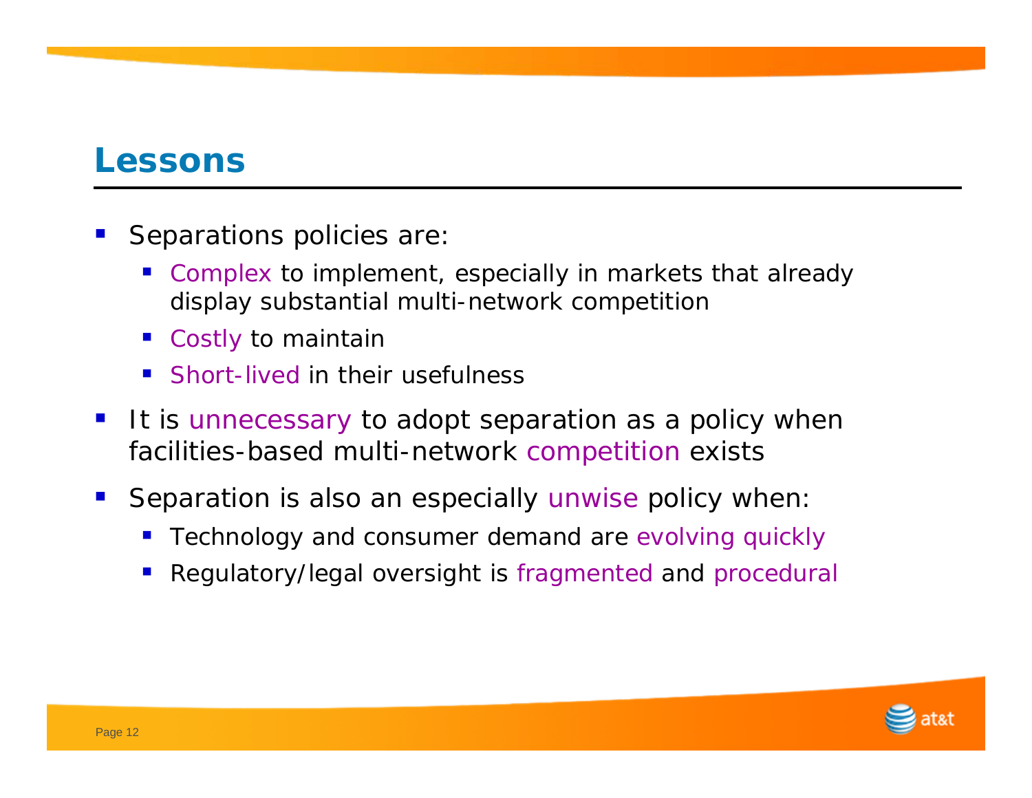# Lessons

- Separations policies are:
  - Complex to implement, especially in markets that already display substantial multi-network competition
  - Costly to maintain
  - Short-lived in their usefulness
- It is unnecessary to adopt separation as a policy when facilities-based multi-network competition exists
- Separation is also an especially unwise policy when:
  - Technology and consumer demand are evolving quickly
  - Regulatory/legal oversight is fragmented and procedural